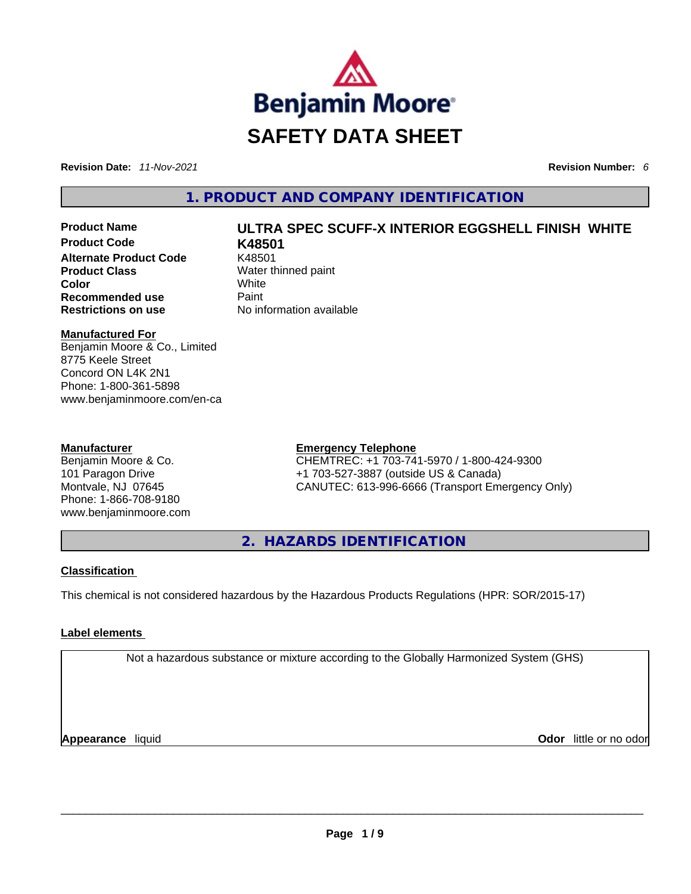Benjamin Moore

# SAFETY DATA SHEET

**Revision Date:** *11-Nov-2021* **Revision Number:** *6*

## 1. PRODUCT AND COMPANY IDENTIFICATION

| | |
|---|---|
| **Product Name** | **ULTRA SPEC SCUFF-X INTERIOR EGGSHELL FINISH WHITE** |
| **Product Code** | **K48501** |
| **Alternate Product Code** | K48501 |
| **Product Class** | Water thinned paint |
| **Color** | White |
| **Recommended use** | Paint |
| **Restrictions on use** | No information available |

**Manufactured For**
Benjamin Moore & Co., Limited
8775 Keele Street
Concord ON L4K 2N1
Phone: 1-800-361-5898
www.benjaminmoore.com/en-ca

**Manufacturer**
Benjamin Moore & Co.
101 Paragon Drive
Montvale, NJ 07645
Phone: 1-866-708-9180
www.benjaminmoore.com

**Emergency Telephone**
CHEMTREC: +1 703-741-5970 / 1-800-424-9300
+1 703-527-3887 (outside US & Canada)
CANUTEC: 613-996-6666 (Transport Emergency Only)

## 2. HAZARDS IDENTIFICATION

**Classification**

This chemical is not considered hazardous by the Hazardous Products Regulations (HPR: SOR/2015-17)

**Label elements**

Not a hazardous substance or mixture according to the Globally Harmonized System (GHS)

**Appearance** liquid **Odor** little or no odor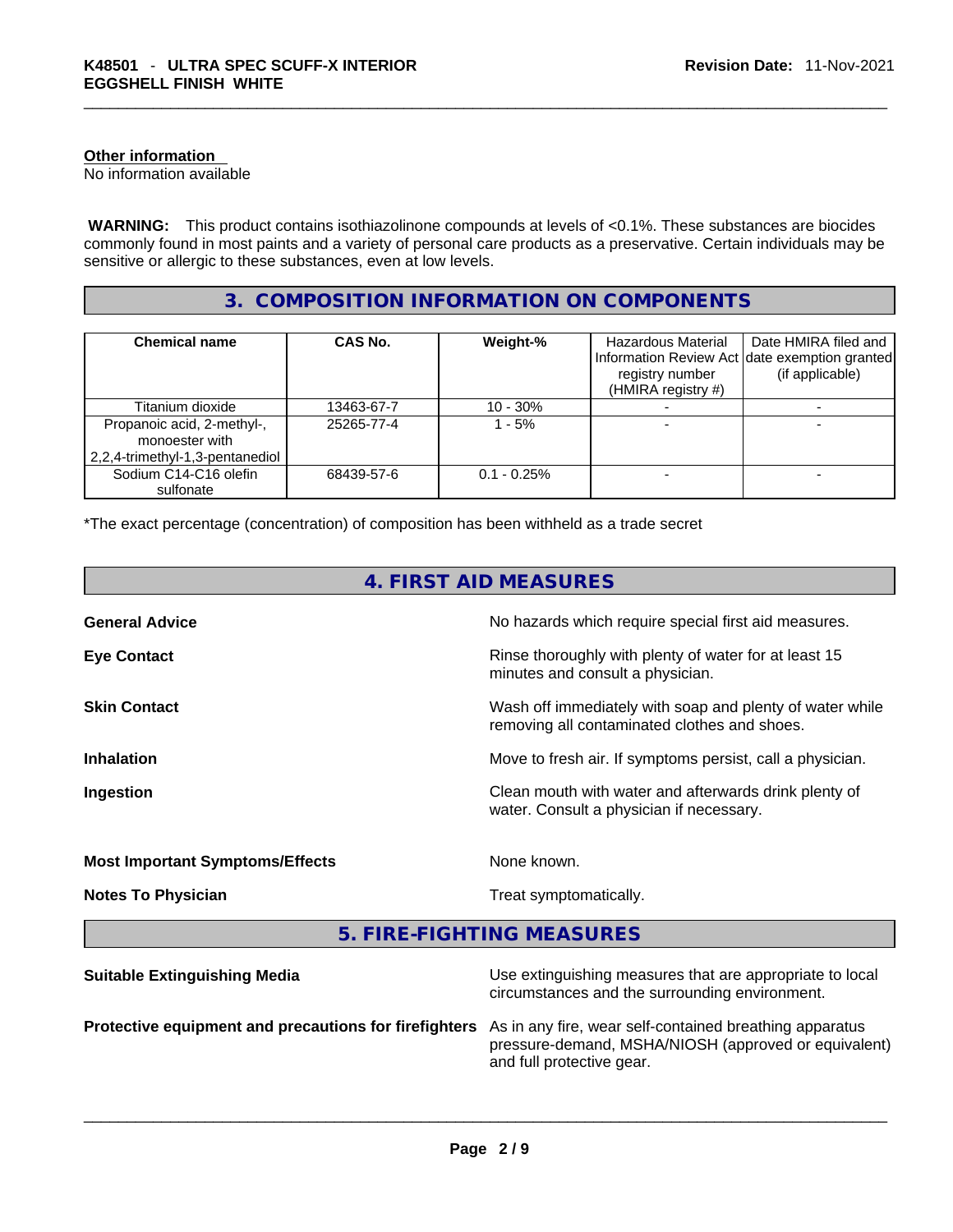#### Other information

No information available

**WARNING:** This product contains isothiazolinone compounds at levels of <0.1%. These substances are biocides commonly found in most paints and a variety of personal care products as a preservative. Certain individuals may be sensitive or allergic to these substances, even at low levels.

## 3. COMPOSITION INFORMATION ON COMPONENTS

| Chemical name | CAS No. | Weight-% | Hazardous Material Information Review Act registry number (HMIRA registry #) | Date HMIRA filed and date exemption granted (if applicable) |
|---|---|---|---|---|
| Titanium dioxide | 13463-67-7 | 10 - 30% | - | - |
| Propanoic acid, 2-methyl-, monoester with 2,2,4-trimethyl-1,3-pentanediol | 25265-77-4 | 1 - 5% | - | - |
| Sodium C14-C16 olefin sulfonate | 68439-57-6 | 0.1 - 0.25% | - | - |

*The exact percentage (concentration) of composition has been withheld as a trade secret

## 4. FIRST AID MEASURES

**General Advice** No hazards which require special first aid measures.

**Eye Contact** Rinse thoroughly with plenty of water for at least 15 minutes and consult a physician.

**Skin Contact** Wash off immediately with soap and plenty of water while removing all contaminated clothes and shoes.

**Inhalation** Move to fresh air. If symptoms persist, call a physician.

**Ingestion** Clean mouth with water and afterwards drink plenty of water. Consult a physician if necessary.

**Most Important Symptoms/Effects** None known.

**Notes To Physician** Treat symptomatically.

## 5. FIRE-FIGHTING MEASURES

**Suitable Extinguishing Media** Use extinguishing measures that are appropriate to local circumstances and the surrounding environment.

**Protective equipment and precautions for firefighters** As in any fire, wear self-contained breathing apparatus pressure-demand, MSHA/NIOSH (approved or equivalent) and full protective gear.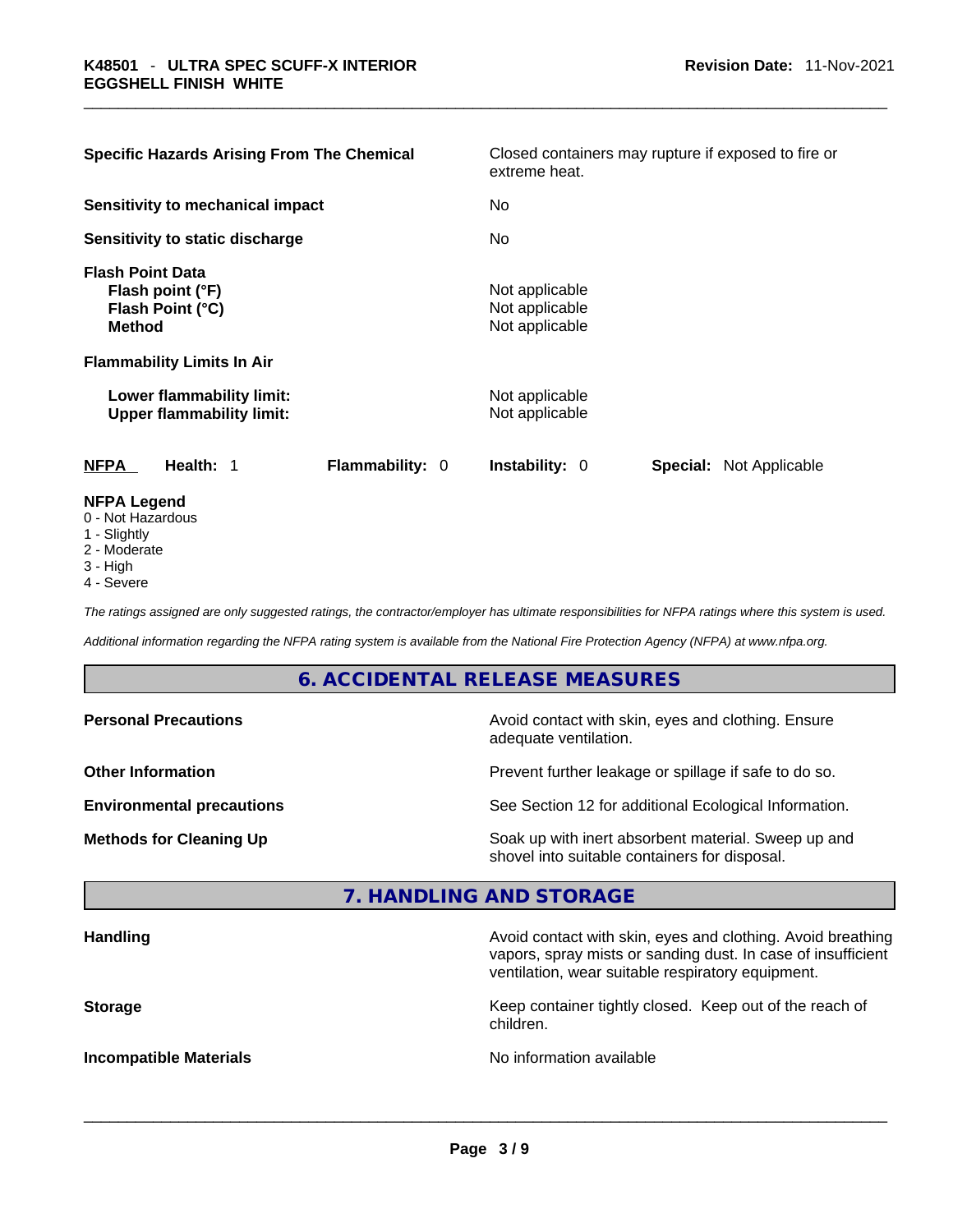| | |
|---|---|
| **Specific Hazards Arising From The Chemical** | Closed containers may rupture if exposed to fire or extreme heat. |
| **Sensitivity to mechanical impact** | No |
| **Sensitivity to static discharge** | No |
| **Flash Point Data** | |
| **Flash point (°F)** | Not applicable |
| **Flash Point (°C)** | Not applicable |
| **Method** | Not applicable |
| **Flammability Limits In Air** | |
| **Lower flammability limit:** | Not applicable |
| **Upper flammability limit:** | Not applicable |

**NFPA** **Health:** 1 **Flammability:** 0 **Instability:** 0 **Special:** Not Applicable

**NFPA Legend**
- 0 - Not Hazardous
- 1 - Slightly
- 2 - Moderate
- 3 - High
- 4 - Severe

*The ratings assigned are only suggested ratings, the contractor/employer has ultimate responsibilities for NFPA ratings where this system is used.*

*Additional information regarding the NFPA rating system is available from the National Fire Protection Agency (NFPA) at www.nfpa.org.*

## 6. ACCIDENTAL RELEASE MEASURES

| | |
|---|---|
| **Personal Precautions** | Avoid contact with skin, eyes and clothing. Ensure adequate ventilation. |
| **Other Information** | Prevent further leakage or spillage if safe to do so. |
| **Environmental precautions** | See Section 12 for additional Ecological Information. |
| **Methods for Cleaning Up** | Soak up with inert absorbent material. Sweep up and shovel into suitable containers for disposal. |

## 7. HANDLING AND STORAGE

| | |
|---|---|
| **Handling** | Avoid contact with skin, eyes and clothing. Avoid breathing vapors, spray mists or sanding dust. In case of insufficient ventilation, wear suitable respiratory equipment. |
| **Storage** | Keep container tightly closed. Keep out of the reach of children. |
| **Incompatible Materials** | No information available |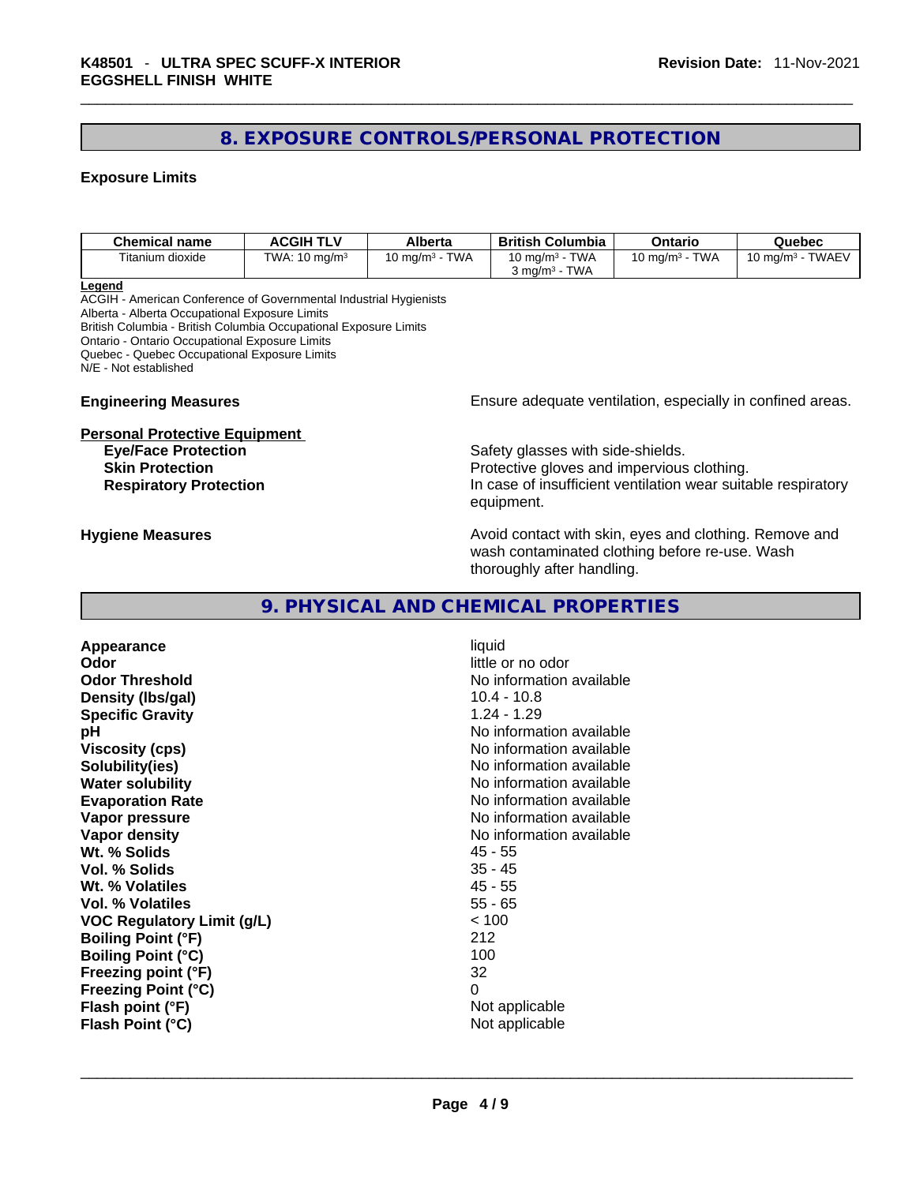## 8. EXPOSURE CONTROLS/PERSONAL PROTECTION

### Exposure Limits

| Chemical name | ACGIH TLV | Alberta | British Columbia | Ontario | Quebec |
|---|---|---|---|---|---|
| Titanium dioxide | TWA: 10 mg/m³ | 10 mg/m³ - TWA | 10 mg/m³ - TWA<br>3 mg/m³ - TWA | 10 mg/m³ - TWA | 10 mg/m³ - TWAEV |

**Legend**
ACGIH - American Conference of Governmental Industrial Hygienists
Alberta - Alberta Occupational Exposure Limits
British Columbia - British Columbia Occupational Exposure Limits
Ontario - Ontario Occupational Exposure Limits
Quebec - Quebec Occupational Exposure Limits
N/E - Not established

**Engineering Measures** Ensure adequate ventilation, especially in confined areas.

**Personal Protective Equipment**

**Eye/Face Protection** Safety glasses with side-shields.
**Skin Protection** Protective gloves and impervious clothing.
**Respiratory Protection** In case of insufficient ventilation wear suitable respiratory equipment.

**Hygiene Measures** Avoid contact with skin, eyes and clothing. Remove and wash contaminated clothing before re-use. Wash thoroughly after handling.

## 9. PHYSICAL AND CHEMICAL PROPERTIES

| | |
|---|---|
| **Appearance** | liquid |
| **Odor** | little or no odor |
| **Odor Threshold** | No information available |
| **Density (lbs/gal)** | 10.4 - 10.8 |
| **Specific Gravity** | 1.24 - 1.29 |
| **pH** | No information available |
| **Viscosity (cps)** | No information available |
| **Solubility(ies)** | No information available |
| **Water solubility** | No information available |
| **Evaporation Rate** | No information available |
| **Vapor pressure** | No information available |
| **Vapor density** | No information available |
| **Wt. % Solids** | 45 - 55 |
| **Vol. % Solids** | 35 - 45 |
| **Wt. % Volatiles** | 45 - 55 |
| **Vol. % Volatiles** | 55 - 65 |
| **VOC Regulatory Limit (g/L)** | < 100 |
| **Boiling Point (°F)** | 212 |
| **Boiling Point (°C)** | 100 |
| **Freezing point (°F)** | 32 |
| **Freezing Point (°C)** | 0 |
| **Flash point (°F)** | Not applicable |
| **Flash Point (°C)** | Not applicable |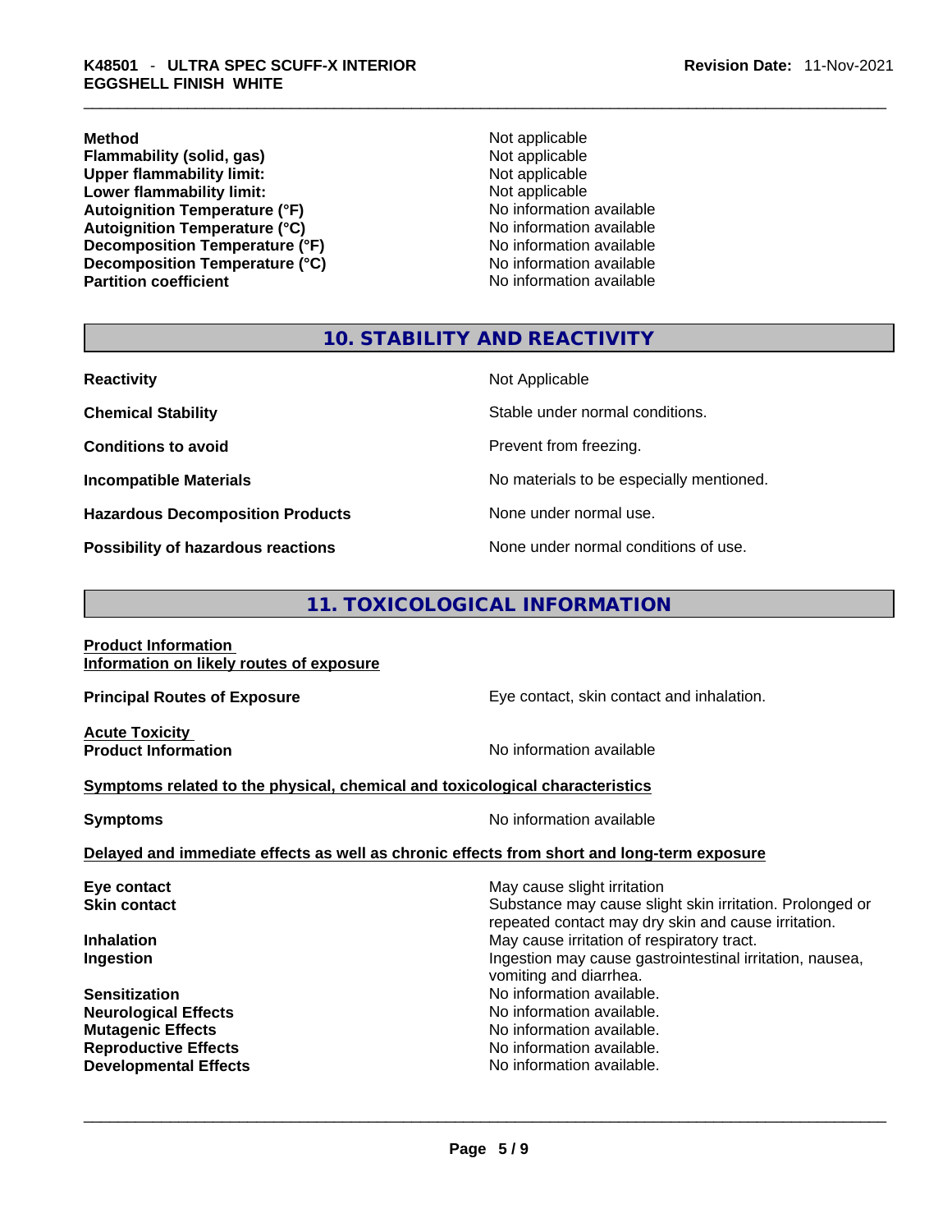| | |
|---|---|
| **Method** | Not applicable |
| **Flammability (solid, gas)** | Not applicable |
| **Upper flammability limit:** | Not applicable |
| **Lower flammability limit:** | Not applicable |
| **Autoignition Temperature (°F)** | No information available |
| **Autoignition Temperature (°C)** | No information available |
| **Decomposition Temperature (°F)** | No information available |
| **Decomposition Temperature (°C)** | No information available |
| **Partition coefficient** | No information available |

## 10. STABILITY AND REACTIVITY

| | |
|---|---|
| **Reactivity** | Not Applicable |
| **Chemical Stability** | Stable under normal conditions. |
| **Conditions to avoid** | Prevent from freezing. |
| **Incompatible Materials** | No materials to be especially mentioned. |
| **Hazardous Decomposition Products** | None under normal use. |
| **Possibility of hazardous reactions** | None under normal conditions of use. |

## 11. TOXICOLOGICAL INFORMATION

**Product Information**
**Information on likely routes of exposure**

**Principal Routes of Exposure** — Eye contact, skin contact and inhalation.

**Acute Toxicity**
**Product Information** — No information available

**Symptoms related to the physical, chemical and toxicological characteristics**

**Symptoms** — No information available

**Delayed and immediate effects as well as chronic effects from short and long-term exposure**

| | |
|---|---|
| **Eye contact** | May cause slight irritation |
| **Skin contact** | Substance may cause slight skin irritation. Prolonged or repeated contact may dry skin and cause irritation. |
| **Inhalation** | May cause irritation of respiratory tract. |
| **Ingestion** | Ingestion may cause gastrointestinal irritation, nausea, vomiting and diarrhea. |
| **Sensitization** | No information available. |
| **Neurological Effects** | No information available. |
| **Mutagenic Effects** | No information available. |
| **Reproductive Effects** | No information available. |
| **Developmental Effects** | No information available. |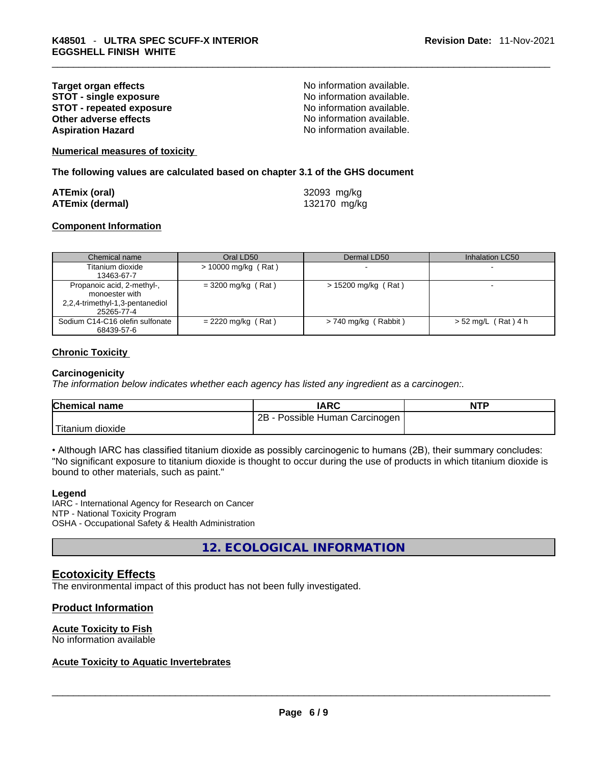| | |
|---|---|
| **Target organ effects** | No information available. |
| **STOT - single exposure** | No information available. |
| **STOT - repeated exposure** | No information available. |
| **Other adverse effects** | No information available. |
| **Aspiration Hazard** | No information available. |

**Numerical measures of toxicity**

**The following values are calculated based on chapter 3.1 of the GHS document**

| | |
|---|---|
| **ATEmix (oral)** | 32093 mg/kg |
| **ATEmix (dermal)** | 132170 mg/kg |

**Component Information**

| Chemical name | Oral LD50 | Dermal LD50 | Inhalation LC50 |
|---|---|---|---|
| Titanium dioxide<br>13463-67-7 | > 10000 mg/kg ( Rat ) | - | - |
| Propanoic acid, 2-methyl-, monoester with 2,2,4-trimethyl-1,3-pentanediol<br>25265-77-4 | = 3200 mg/kg ( Rat ) | > 15200 mg/kg ( Rat ) | - |
| Sodium C14-C16 olefin sulfonate<br>68439-57-6 | = 2220 mg/kg ( Rat ) | > 740 mg/kg ( Rabbit ) | > 52 mg/L ( Rat ) 4 h |

**Chronic Toxicity**

**Carcinogenicity**

*The information below indicates whether each agency has listed any ingredient as a carcinogen:.*

| Chemical name | IARC | NTP |
|---|---|---|
| Titanium dioxide | 2B - Possible Human Carcinogen | |

• Although IARC has classified titanium dioxide as possibly carcinogenic to humans (2B), their summary concludes: "No significant exposure to titanium dioxide is thought to occur during the use of products in which titanium dioxide is bound to other materials, such as paint."

**Legend**

IARC - International Agency for Research on Cancer
NTP - National Toxicity Program
OSHA - Occupational Safety & Health Administration

## 12. ECOLOGICAL INFORMATION

### Ecotoxicity Effects

The environmental impact of this product has not been fully investigated.

### Product Information

**Acute Toxicity to Fish**

No information available

**Acute Toxicity to Aquatic Invertebrates**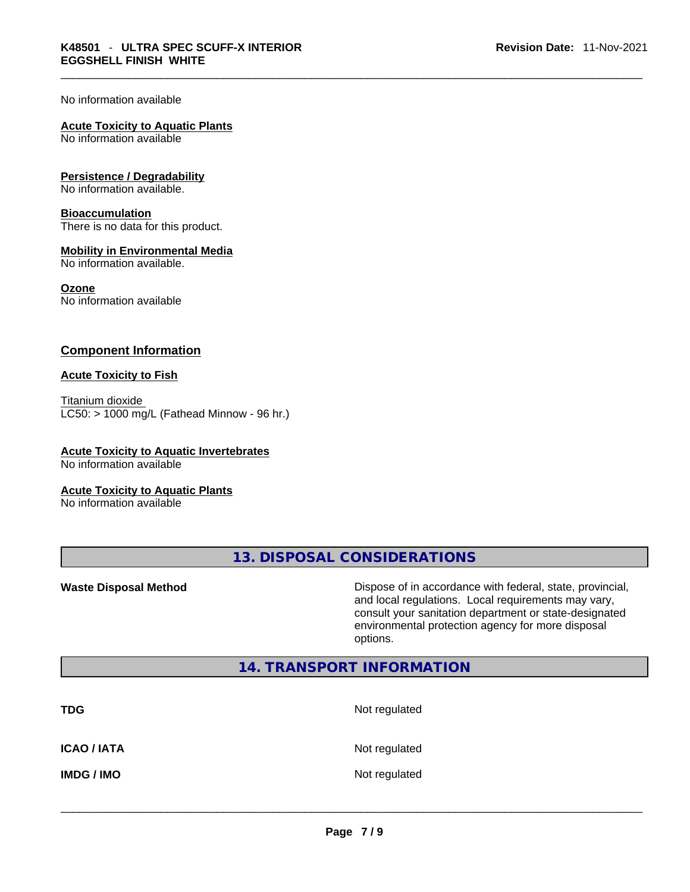No information available

**Acute Toxicity to Aquatic Plants**
No information available

**Persistence / Degradability**
No information available.

**Bioaccumulation**
There is no data for this product.

**Mobility in Environmental Media**
No information available.

**Ozone**
No information available

## Component Information

**Acute Toxicity to Fish**

Titanium dioxide
LC50: > 1000 mg/L (Fathead Minnow - 96 hr.)

**Acute Toxicity to Aquatic Invertebrates**
No information available

**Acute Toxicity to Aquatic Plants**
No information available

## 13. DISPOSAL CONSIDERATIONS

| | |
|---|---|
| **Waste Disposal Method** | Dispose of in accordance with federal, state, provincial, and local regulations. Local requirements may vary, consult your sanitation department or state-designated environmental protection agency for more disposal options. |

## 14. TRANSPORT INFORMATION

| | |
|---|---|
| **TDG** | Not regulated |
| **ICAO / IATA** | Not regulated |
| **IMDG / IMO** | Not regulated |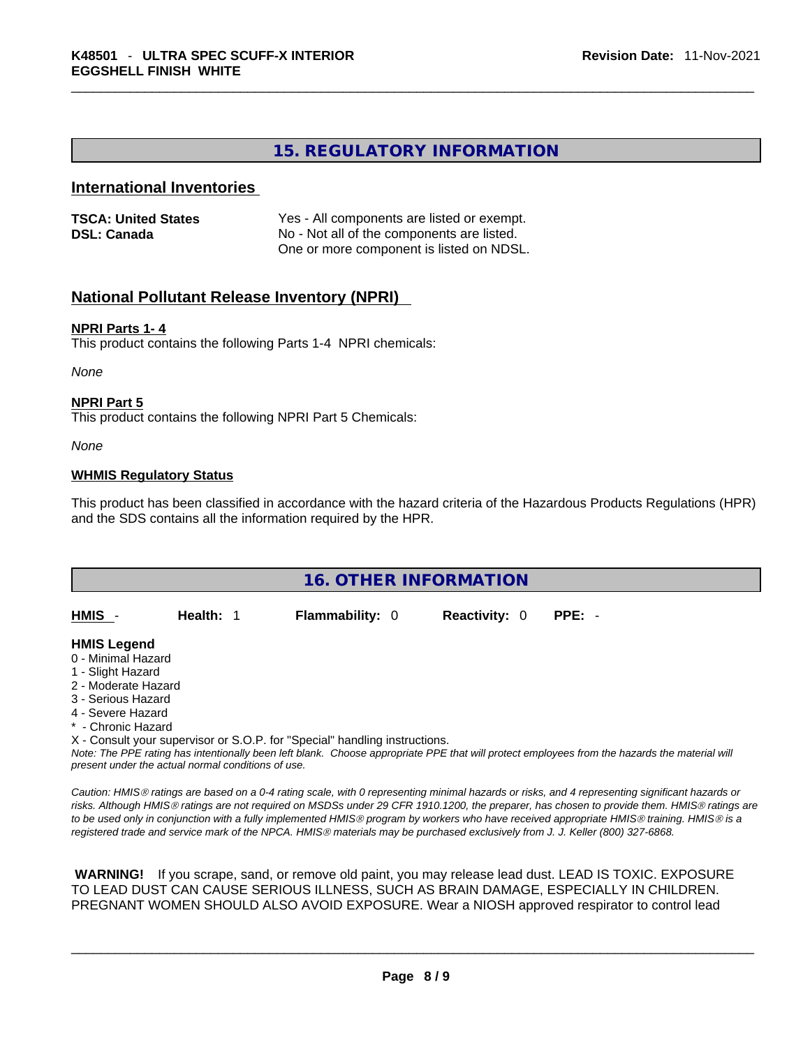## 15. REGULATORY INFORMATION

### International Inventories

| | |
|---|---|
| **TSCA: United States** | Yes - All components are listed or exempt. |
| **DSL: Canada** | No - Not all of the components are listed. One or more component is listed on NDSL. |

### National Pollutant Release Inventory (NPRI)

**NPRI Parts 1- 4**

This product contains the following Parts 1-4 NPRI chemicals:

*None*

**NPRI Part 5**

This product contains the following NPRI Part 5 Chemicals:

*None*

**WHMIS Regulatory Status**

This product has been classified in accordance with the hazard criteria of the Hazardous Products Regulations (HPR) and the SDS contains all the information required by the HPR.

## 16. OTHER INFORMATION

| **HMIS** - | **Health:** 1 | **Flammability:** 0 | **Reactivity:** 0 | **PPE:** - |
|---|---|---|---|---|

**HMIS Legend**

0 - Minimal Hazard
1 - Slight Hazard
2 - Moderate Hazard
3 - Serious Hazard
4 - Severe Hazard
* - Chronic Hazard
X - Consult your supervisor or S.O.P. for "Special" handling instructions.

*Note: The PPE rating has intentionally been left blank. Choose appropriate PPE that will protect employees from the hazards the material will present under the actual normal conditions of use.*

*Caution: HMIS® ratings are based on a 0-4 rating scale, with 0 representing minimal hazards or risks, and 4 representing significant hazards or risks. Although HMIS® ratings are not required on MSDSs under 29 CFR 1910.1200, the preparer, has chosen to provide them. HMIS® ratings are to be used only in conjunction with a fully implemented HMIS® program by workers who have received appropriate HMIS® training. HMIS® is a registered trade and service mark of the NPCA. HMIS® materials may be purchased exclusively from J. J. Keller (800) 327-6868.*

**WARNING!** If you scrape, sand, or remove old paint, you may release lead dust. LEAD IS TOXIC. EXPOSURE TO LEAD DUST CAN CAUSE SERIOUS ILLNESS, SUCH AS BRAIN DAMAGE, ESPECIALLY IN CHILDREN. PREGNANT WOMEN SHOULD ALSO AVOID EXPOSURE. Wear a NIOSH approved respirator to control lead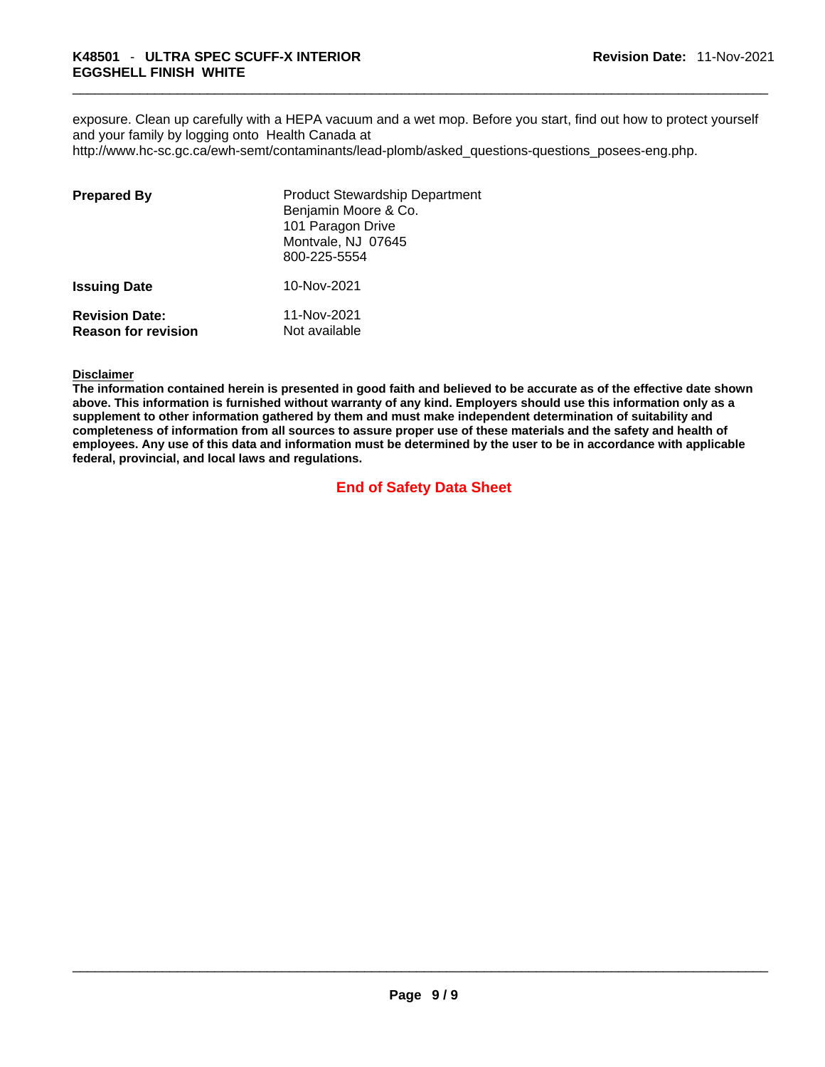exposure. Clean up carefully with a HEPA vacuum and a wet mop. Before you start, find out how to protect yourself and your family by logging onto Health Canada at http://www.hc-sc.gc.ca/ewh-semt/contaminants/lead-plomb/asked_questions-questions_posees-eng.php.

| | |
|---|---|
| **Prepared By** | Product Stewardship Department<br>Benjamin Moore & Co.<br>101 Paragon Drive<br>Montvale, NJ 07645<br>800-225-5554 |
| **Issuing Date** | 10-Nov-2021 |
| **Revision Date:** | 11-Nov-2021 |
| **Reason for revision** | Not available |

**Disclaimer**

**The information contained herein is presented in good faith and believed to be accurate as of the effective date shown above. This information is furnished without warranty of any kind. Employers should use this information only as a supplement to other information gathered by them and must make independent determination of suitability and completeness of information from all sources to assure proper use of these materials and the safety and health of employees. Any use of this data and information must be determined by the user to be in accordance with applicable federal, provincial, and local laws and regulations.**

**End of Safety Data Sheet**